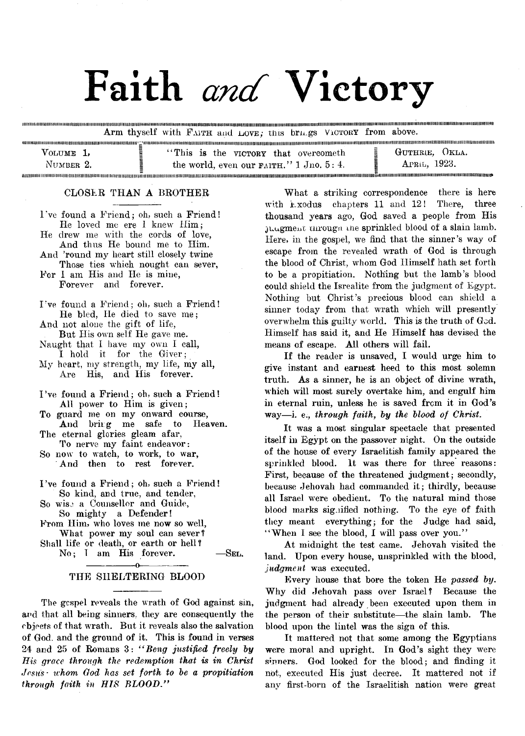# Faith and Victory

Arm thyself with FAITH and LOVE; this brings VICTORY from above.

VOLUME 1, NUMBER 2.

"This is the VICTORY that overcometh the world, even our FAITH." 1 Jno. 5: 4.

GUTHRIE, OKLA. APRIL, 1923.

## CLOSER THAN A BROTHER

I've found a Friend; oh, such a Friend!
He loved me ere I knew Him;
He drew me with the cords of love,
And thus He bound me to Him.
And 'round my heart still closely twine
Those ties which nought can sever,
For I am His and He is mine,
Forever and forever.

I've found a Friend; oh, such a Friend!
He bled, He died to save me;
And not alone the gift of life,
But His own self He gave me.
Naught that I have my own I call,
I hold it for the Giver;
My heart, my strength, my life, my all,
Are His, and His forever.

I've found a Friend; oh, such a Friend!
All power to Him is given;
To guard me on my onward course,
And bring me safe to Heaven.
The eternal glories gleam afar,
To nerve my faint endeavor:
So now to watch, to work, to war,
And then to rest forever.

I've found a Friend; oh, such a Friend!
So kind, and true, and tender,
So wise a Counsellor and Guide,
So mighty a Defender!
From Him, who loves me now so well,
What power my soul can sever?
Shall life or death, or earth or hell?
No; I am His forever. —SEL.

## THE SHELTERING BLOOD

The gospel reveals the wrath of God against sin, and that all being sinners, they are consequently the objects of that wrath. But it reveals also the salvation of God, and the ground of it. This is found in verses 24 and 25 of Romans 3: *"Beng justified freely by His grace through the redemption that is in Christ Jesus· whom God has set forth to be a propitiation through faith in HIS BLOOD."*

What a striking correspondence there is here with Exodus chapters 11 and 12! There, three thousand years ago, God saved a people from His judgment through the sprinkled blood of a slain lamb. Here, in the gospel, we find that the sinner's way of escape from the revealed wrath of God is through the blood of Christ, whom God Himself hath set forth to be a propitiation. Nothing but the lamb's blood could shield the Isrealite from the judgment of Egypt. Nothing but Christ's precious blood can shield a sinner today from that wrath which will presently overwhelm this guilty world. This is the truth of God. Himself has said it, and He Himself has devised the means of escape. All others will fail.

If the reader is unsaved, I would urge him to give instant and earnest heed to this most solemn truth. As a sinner, he is an object of divine wrath, which will most surely overtake him, and engulf him in eternal ruin, unless he is saved from it in God's way—i. e., *through faith, by the blood of Christ.*

It was a most singular spectacle that presented itself in Egypt on the passover night. On the outside of the house of every Israelitish family appeared the sprinkled blood. It was there for three reasons: First, because of the threatened judgment; secondly, because Jehovah had commanded it; thirdly, because all Israel were obedient. To the natural mind those blood marks signified nothing. To the eye of faith they meant everything; for the Judge had said, "When I see the blood, I will pass over you."

At midnight the test came. Jehovah visited the land. Upon every house, unsprinkled with the blood, *judgment* was executed.

Every house that bore the token He *passed by.* Why did Jehovah pass over Israel? Because the judgment had already been executed upon them in the person of their substitute—the slain lamb. The blood upon the lintel was the sign of this.

It mattered not that some among the Egyptians were moral and upright. In God's sight they were sinners. God looked for the blood; and finding it not, executed His just decree. It mattered not if any first-born of the Israelitish nation were great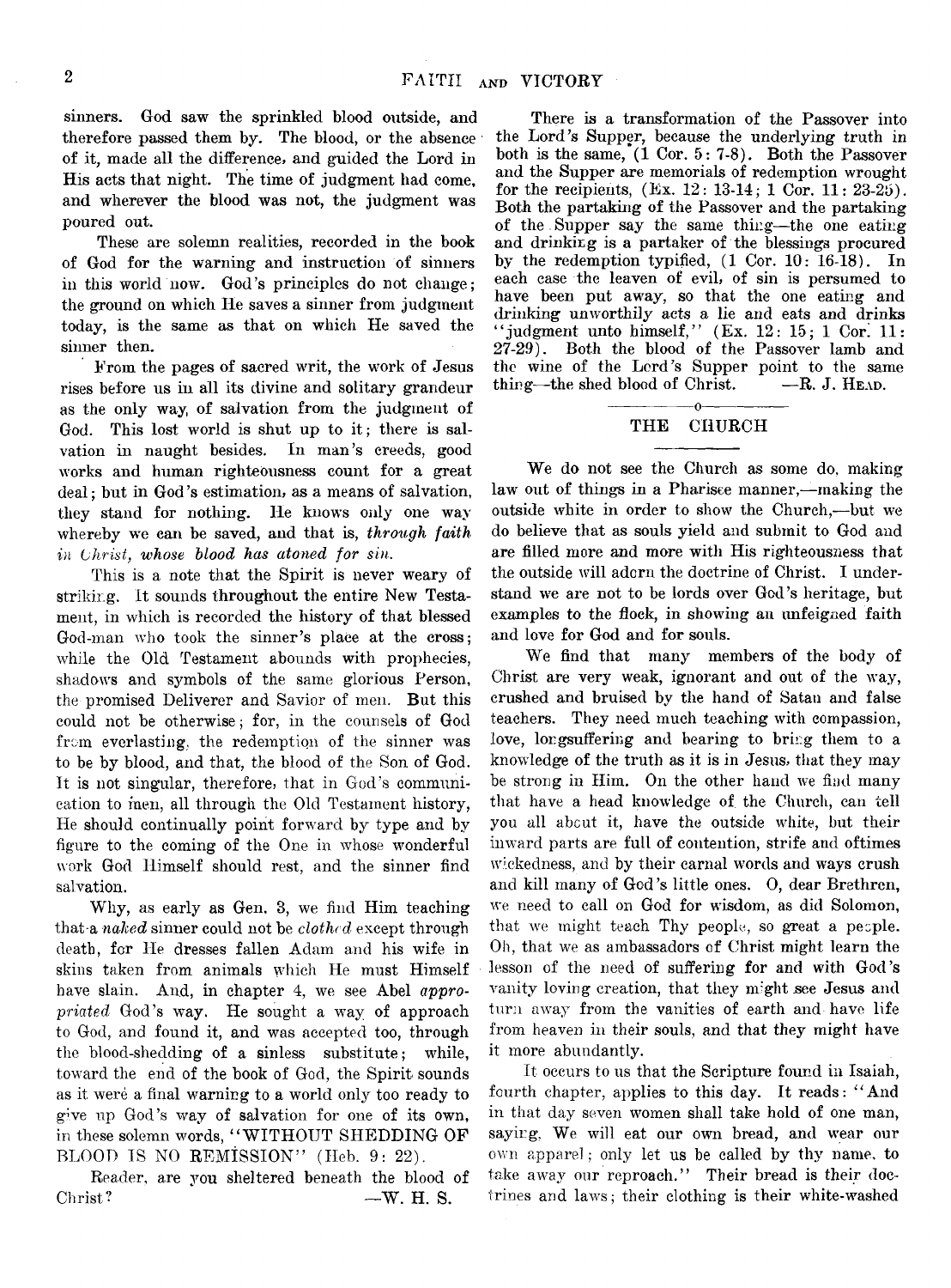sinners. God saw the sprinkled blood outside, and therefore passed them by. The blood, or the absence of it, made all the difference, and guided the Lord in His acts that night. The time of judgment had come, and wherever the blood was not, the judgment was poured out.

These are solemn realities, recorded in the book of God for the warning and instruction of sinners in this world now. God's principles do not change; the ground on which He saves a sinner from judgment today, is the same as that on which He saved the sinner then.

From the pages of sacred writ, the work of Jesus rises before us in all its divine and solitary grandeur as the only way, of salvation from the judgment of God. This lost world is shut up to it; there is salvation in naught besides. In man's creeds, good works and human righteousness count for a great deal; but in God's estimation, as a means of salvation, they stand for nothing. He knows only one way whereby we can be saved, and that is, *through faith in Christ, whose blood has atoned for sin.*

This is a note that the Spirit is never weary of striking. It sounds throughout the entire New Testament, in which is recorded the history of that blessed God-man who took the sinner's place at the cross; while the Old Testament abounds with prophecies, shadows and symbols of the same glorious Person, the promised Deliverer and Savior of men. But this could not be otherwise; for, in the counsels of God from everlasting, the redemption of the sinner was to be by blood, and that, the blood of the Son of God. It is not singular, therefore, that in God's communication to men, all through the Old Testament history, He should continually point forward by type and by figure to the coming of the One in whose wonderful work God Himself should rest, and the sinner find salvation.

Why, as early as Gen. 3, we find Him teaching that a *naked* sinner could not be *clothed* except through death, for He dresses fallen Adam and his wife in skins taken from animals which He must Himself have slain. And, in chapter 4, we see Abel *appropriated* God's way. He sought a way of approach to God, and found it, and was accepted too, through the blood-shedding of a sinless substitute; while, toward the end of the book of God, the Spirit sounds as it were a final warning to a world only too ready to give up God's way of salvation for one of its own, in these solemn words, "WITHOUT SHEDDING OF BLOOD IS NO REMISSION" (Heb. 9: 22).

Reader, are you sheltered beneath the blood of Christ? —W. H. S.

There is a transformation of the Passover into the Lord's Supper, because the underlying truth in both is the same, (1 Cor. 5: 7-8). Both the Passover and the Supper are memorials of redemption wrought for the recipients, (Ex. 12: 13-14; 1 Cor. 11: 23-25). Both the partaking of the Passover and the partaking of the Supper say the same thing—the one eating and drinking is a partaker of the blessings procured by the redemption typified, (1 Cor. 10: 16-18). In each case the leaven of evil, of sin is persumed to have been put away, so that the one eating and drinking unworthily acts a lie and eats and drinks "judgment unto himself," (Ex. 12: 15; 1 Cor. 11: 27-29). Both the blood of the Passover lamb and the wine of the Lord's Supper point to the same thing—the shed blood of Christ. —R. J. HEAD.

## THE CHURCH

We do not see the Church as some do, making law out of things in a Pharisee manner,—making the outside white in order to show the Church,—but we do believe that as souls yield and submit to God and are filled more and more with His righteousness that the outside will adorn the doctrine of Christ. I understand we are not to be lords over God's heritage, but examples to the flock, in showing an unfeigned faith and love for God and for souls.

We find that many members of the body of Christ are very weak, ignorant and out of the way, crushed and bruised by the hand of Satan and false teachers. They need much teaching with compassion, love, longsuffering and bearing to bring them to a knowledge of the truth as it is in Jesus, that they may be strong in Him. On the other hand we find many that have a head knowledge of the Church, can tell you all about it, have the outside white, but their inward parts are full of contention, strife and oftimes wickedness, and by their carnal words and ways crush and kill many of God's little ones. O, dear Brethren, we need to call on God for wisdom, as did Solomon, that we might teach Thy people, so great a people. Oh, that we as ambassadors of Christ might learn the lesson of the need of suffering for and with God's vanity loving creation, that they might see Jesus and turn away from the vanities of earth and have life from heaven in their souls, and that they might have it more abundantly.

It occurs to us that the Scripture found in Isaiah, fourth chapter, applies to this day. It reads: "And in that day seven women shall take hold of one man, saying, We will eat our own bread, and wear our own apparel; only let us be called by thy name, to take away our reproach." Their bread is their doctrines and laws; their clothing is their white-washed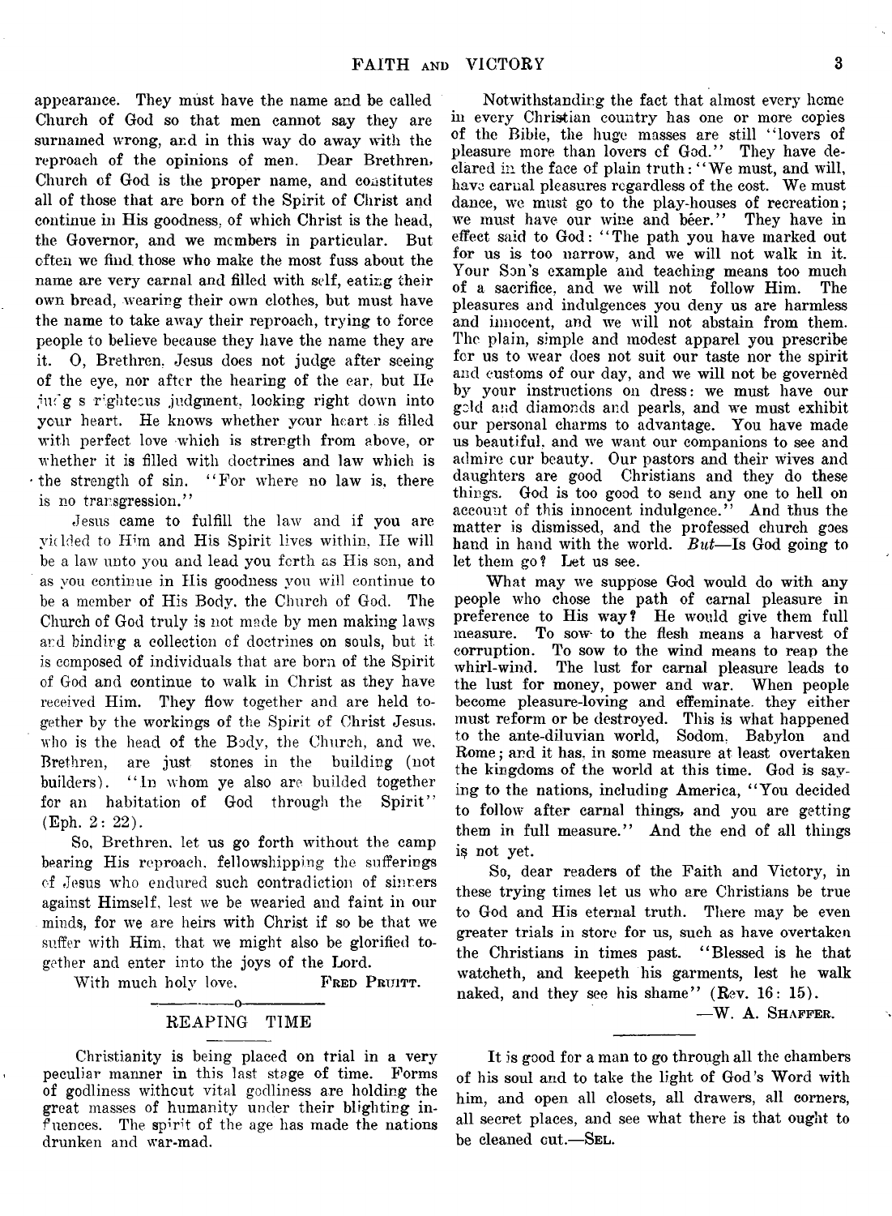appearance. They must have the name and be called Church of God so that men cannot say they are surnamed wrong, and in this way do away with the reproach of the opinions of men. Dear Brethren, Church of God is the proper name, and constitutes all of those that are born of the Spirit of Christ and continue in His goodness, of which Christ is the head, the Governor, and we members in particular. But often we find those who make the most fuss about the name are very carnal and filled with self, eating their own bread, wearing their own clothes, but must have the name to take away their reproach, trying to force people to believe because they have the name they are it. O, Brethren, Jesus does not judge after seeing of the eye, nor after the hearing of the ear, but He judg s righteous judgment, looking right down into your heart. He knows whether your heart is filled with perfect love which is strength from above, or whether it is filled with doctrines and law which is the strength of sin. "For where no law is, there is no transgression."

Jesus came to fulfill the law and if you are yielded to Him and His Spirit lives within, He will be a law unto you and lead you forth as His son, and as you continue in His goodness you will continue to be a member of His Body, the Church of God. The Church of God truly is not made by men making laws and binding a collection of doctrines on souls, but it is composed of individuals that are born of the Spirit of God and continue to walk in Christ as they have received Him. They flow together and are held together by the workings of the Spirit of Christ Jesus, who is the head of the Body, the Church, and we, Brethren, are just stones in the building (not builders). "In whom ye also are builded together for an habitation of God through the Spirit" (Eph. 2: 22).

So, Brethren, let us go forth without the camp bearing His reproach, fellowshipping the sufferings of Jesus who endured such contradiction of sinners against Himself, lest we be wearied and faint in our minds, for we are heirs with Christ if so be that we suffer with Him, that we might also be glorified together and enter into the joys of the Lord.

With much holy love, FRED PRUITT.

## REAPING TIME

Christianity is being placed on trial in a very peculiar manner in this last stage of time. Forms of godliness without vital godliness are holding the great masses of humanity under their blighting influences. The spirit of the age has made the nations drunken and war-mad.

Notwithstanding the fact that almost every home in every Christian country has one or more copies of the Bible, the huge masses are still "lovers of pleasure more than lovers of God." They have declared in the face of plain truth: "We must, and will, have carnal pleasures regardless of the cost. We must dance, we must go to the play-houses of recreation; we must have our wine and béer." They have in effect said to God: "The path you have marked out for us is too narrow, and we will not walk in it. Your Son's example and teaching means too much of a sacrifice, and we will not follow Him. The pleasures and indulgences you deny us are harmless and innocent, and we will not abstain from them. The plain, simple and modest apparel you prescribe for us to wear does not suit our taste nor the spirit and customs of our day, and we will not be governed by your instructions on dress: we must have our gold and diamonds and pearls, and we must exhibit our personal charms to advantage. You have made us beautiful, and we want our companions to see and admire our beauty. Our pastors and their wives and daughters are good Christians and they do these things. God is too good to send any one to hell on account of this innocent indulgence." And thus the matter is dismissed, and the professed church goes hand in hand with the world. *But*—Is God going to let them go? Let us see.

What may we suppose God would do with any people who chose the path of carnal pleasure in preference to His way? He would give them full measure. To sow to the flesh means a harvest of corruption. To sow to the wind means to reap the whirl-wind. The lust for carnal pleasure leads to the lust for money, power and war. When people become pleasure-loving and effeminate, they either must reform or be destroyed. This is what happened to the ante-diluvian world, Sodom, Babylon and Rome; and it has, in some measure at least overtaken the kingdoms of the world at this time. God is saying to the nations, including America, "You decided to follow after carnal things, and you are getting them in full measure." And the end of all things is not yet.

So, dear readers of the Faith and Victory, in these trying times let us who are Christians be true to God and His eternal truth. There may be even greater trials in store for us, such as have overtaken the Christians in times past. "Blessed is he that watcheth, and keepeth his garments, lest he walk naked, and they see his shame" (Rev. 16: 15).

—W. A. SHAFFER.

---

It is good for a man to go through all the chambers of his soul and to take the light of God's Word with him, and open all closets, all drawers, all corners, all secret places, and see what there is that ought to be cleaned out.—SEL.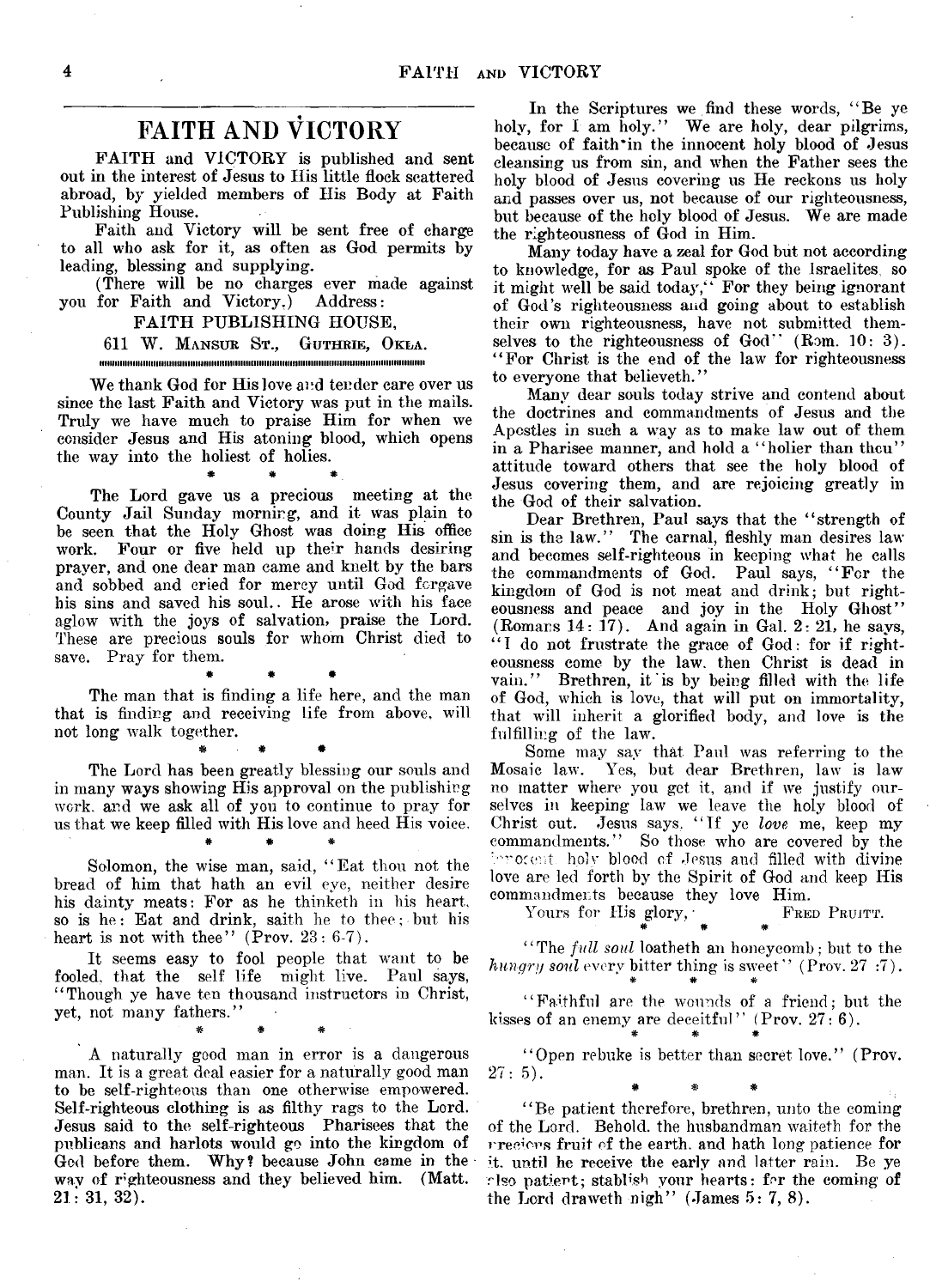# FAITH AND VICTORY

FAITH and VICTORY is published and sent out in the interest of Jesus to His little flock scattered abroad, by yielded members of His Body at Faith Publishing House.

Faith and Victory will be sent free of charge to all who ask for it, as often as God permits by leading, blessing and supplying.

(There will be no charges ever made against you for Faith and Victory.) Address:

FAITH PUBLISHING HOUSE,

611 W. MANSUR ST., GUTHRIE, OKLA.

We thank God for His love and tender care over us since the last Faith and Victory was put in the mails. Truly we have much to praise Him for when we consider Jesus and His atoning blood, which opens the way into the holiest of holies.

\* \* \*

The Lord gave us a precious meeting at the County Jail Sunday morning, and it was plain to be seen that the Holy Ghost was doing His office work. Four or five held up their hands desiring prayer, and one dear man came and knelt by the bars and sobbed and cried for mercy until God forgave his sins and saved his soul. He arose with his face aglow with the joys of salvation, praise the Lord. These are precious souls for whom Christ died to save. Pray for them.

\* \* \*

The man that is finding a life here, and the man that is finding and receiving life from above, will not long walk together.

\* \* \*

The Lord has been greatly blessing our souls and in many ways showing His approval on the publishing work, and we ask all of you to continue to pray for us that we keep filled with His love and heed His voice.

\* \* \*

Solomon, the wise man, said, "Eat thou not the bread of him that hath an evil eye, neither desire his dainty meats: For as he thinketh in his heart, so is he: Eat and drink, saith he to thee; but his heart is not with thee" (Prov. 23: 6-7).

It seems easy to fool people that want to be fooled, that the self life might live. Paul says, "Though ye have ten thousand instructors in Christ, yet, not many fathers."

\* \* \*

A naturally good man in error is a dangerous man. It is a great deal easier for a naturally good man to be self-righteous than one otherwise empowered. Self-righteous clothing is as filthy rags to the Lord. Jesus said to the self-righteous Pharisees that the publicans and harlots would go into the kingdom of God before them. Why? because John came in the way of righteousness and they believed him. (Matt. 21: 31, 32).

In the Scriptures we find these words, "Be ye holy, for I am holy." We are holy, dear pilgrims, because of faith in the innocent holy blood of Jesus cleansing us from sin, and when the Father sees the holy blood of Jesus covering us He reckons us holy and passes over us, not because of our righteousness, but because of the holy blood of Jesus. We are made the righteousness of God in Him.

Many today have a zeal for God but not according to knowledge, for as Paul spoke of the Israelites, so it might well be said today," For they being ignorant of God's righteousness and going about to establish their own righteousness, have not submitted themselves to the righteousness of God" (Rom. 10: 3). "For Christ is the end of the law for righteousness to everyone that believeth."

Many dear souls today strive and contend about the doctrines and commandments of Jesus and the Apostles in such a way as to make law out of them in a Pharisee manner, and hold a "holier than thou" attitude toward others that see the holy blood of Jesus covering them, and are rejoicing greatly in the God of their salvation.

Dear Brethren, Paul says that the "strength of sin is the law." The carnal, fleshly man desires law and becomes self-righteous in keeping what he calls the commandments of God. Paul says, "For the kingdom of God is not meat and drink; but righteousness and peace and joy in the Holy Ghost" (Romans 14: 17). And again in Gal. 2: 21, he says, "I do not frustrate the grace of God: for if righteousness come by the law, then Christ is dead in vain." Brethren, it is by being filled with the life of God, which is love, that will put on immortality, that will inherit a glorified body, and love is the fulfilling of the law.

Some may say that Paul was referring to the Mosaic law. Yes, but dear Brethren, law is law no matter where you get it, and if we justify ourselves in keeping law we leave the holy blood of Christ out. Jesus says, "If ye *love* me, keep my commandments." So those who are covered by the innocent holy blood of Jesus and filled with divine love are led forth by the Spirit of God and keep His commandments because they love Him.

Yours for His glory, FRED PRUITT.

\* \* \*

"The *full soul* loatheth an honeycomb; but to the *hungry soul* every bitter thing is sweet" (Prov. 27 :7).

\* \* \*

"Faithful are the wounds of a friend; but the kisses of an enemy are deceitful" (Prov. 27: 6).

\* \* \*

"Open rebuke is better than secret love." (Prov. 27: 5).

\* \* \*

"Be patient therefore, brethren, unto the coming of the Lord. Behold, the husbandman waiteth for the precious fruit of the earth, and hath long patience for it, until he receive the early and latter rain. Be ye also patient; stablish your hearts: for the coming of the Lord draweth nigh" (James 5: 7, 8).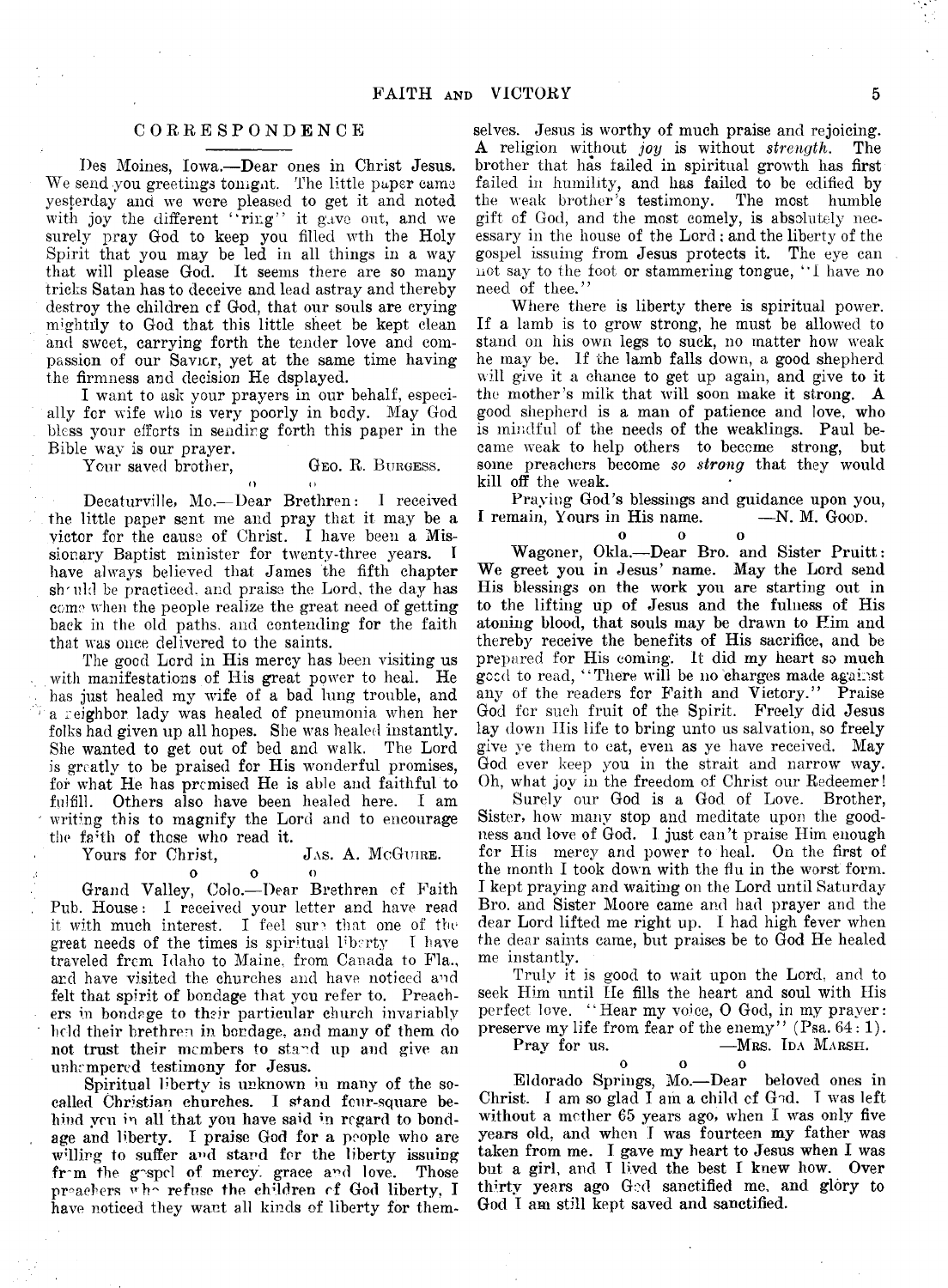## CORRESPONDENCE

Des Moines, Iowa.—Dear ones in Christ Jesus. We send you greetings tonight. The little paper came yesterday and we were pleased to get it and noted with joy the different "ring" it gave out, and we surely pray God to keep you filled wth the Holy Spirit that you may be led in all things in a way that will please God. It seems there are so many tricks Satan has to deceive and lead astray and thereby destroy the children of God, that our souls are crying mightily to God that this little sheet be kept clean and sweet, carrying forth the tender love and compassion of our Savior, yet at the same time having the firmness and decision He dsplayed.

I want to ask your prayers in our behalf, especially for wife who is very poorly in body. May God bless your efforts in sending forth this paper in the Bible way is our prayer.

Your saved brother, GEO. R. BURGESS.

o o

Decaturville, Mo.—Dear Brethren: I received the little paper sent me and pray that it may be a victor for the cause of Christ. I have been a Missionary Baptist minister for twenty-three years. I have always believed that James the fifth chapter should be practiced, and praise the Lord, the day has come when the people realize the great need of getting back in the old paths, and contending for the faith that was once delivered to the saints.

The good Lord in His mercy has been visiting us with manifestations of His great power to heal. He has just healed my wife of a bad lung trouble, and a neighbor lady was healed of pneumonia when her folks had given up all hopes. She was healed instantly. She wanted to get out of bed and walk. The Lord is greatly to be praised for His wonderful promises, for what He has promised He is able and faithful to fulfill. Others also have been healed here. I am writing this to magnify the Lord and to encourage the faith of those who read it.

Yours for Christ, JAS. A. MCGUIRE.

o o o

Grand Valley, Colo.—Dear Brethren of Faith Pub. House: I received your letter and have read it with much interest. I feel sure that one of the great needs of the times is spiritual liberty. I have traveled from Idaho to Maine, from Canada to Fla., and have visited the churches and have noticed and felt that spirit of bondage that you refer to. Preachers in bondage to their particular church invariably hold their brethren in bondage, and many of them do not trust their members to stand up and give an unhampered testimony for Jesus.

Spiritual liberty is unknown in many of the so-called Christian churches. I stand four-square behind you in all that you have said in regard to bondage and liberty. I praise God for a people who are willing to suffer and stand for the liberty issuing from the gospel of mercy, grace and love. Those preachers who refuse the children of God liberty, I have noticed they want all kinds of liberty for themselves. Jesus is worthy of much praise and rejoicing. A religion without *joy* is without *strength*. The brother that has failed in spiritual growth has first failed in humility, and has failed to be edified by the weak brother's testimony. The most humble gift of God, and the most comely, is absolutely necessary in the house of the Lord; and the liberty of the gospel issuing from Jesus protects it. The eye can not say to the foot or stammering tongue, "I have no need of thee."

Where there is liberty there is spiritual power. If a lamb is to grow strong, he must be allowed to stand on his own legs to suck, no matter how weak he may be. If the lamb falls down, a good shepherd will give it a chance to get up again, and give to it the mother's milk that will soon make it strong. A good shepherd is a man of patience and love, who is mindful of the needs of the weaklings. Paul became weak to help others to become strong, but some preachers become *so strong* that they would kill off the weak.

Praying God's blessings and guidance upon you, I remain, Yours in His name. —N. M. GOOD.

o o o

Wagoner, Okla.—Dear Bro. and Sister Pruitt: We greet you in Jesus' name. May the Lord send His blessings on the work you are starting out in to the lifting up of Jesus and the fulness of His atoning blood, that souls may be drawn to Him and thereby receive the benefits of His sacrifice, and be prepared for His coming. It did my heart so much good to read, "There will be no charges made against any of the readers for Faith and Victory." Praise God for such fruit of the Spirit. Freely did Jesus lay down His life to bring unto us salvation, so freely give ye them to eat, even as ye have received. May God ever keep you in the strait and narrow way. Oh, what joy in the freedom of Christ our Redeemer!

Surely our God is a God of Love. Brother, Sister, how many stop and meditate upon the goodness and love of God. I just can't praise Him enough for His mercy and power to heal. On the first of the month I took down with the flu in the worst form. I kept praying and waiting on the Lord until Saturday Bro. and Sister Moore came and had prayer and the dear Lord lifted me right up. I had high fever when the dear saints came, but praises be to God He healed me instantly.

Truly it is good to wait upon the Lord, and to seek Him until He fills the heart and soul with His perfect love. "Hear my voice, O God, in my prayer: preserve my life from fear of the enemy" (Psa. 64:1).

Pray for us. —MRS. IDA MARSH.

o o o

Eldorado Springs, Mo.—Dear beloved ones in Christ. I am so glad I am a child of God. I was left without a mother 65 years ago, when I was only five years old, and when I was fourteen my father was taken from me. I gave my heart to Jesus when I was but a girl, and I lived the best I knew how. Over thirty years ago God sanctified me, and glory to God I am still kept saved and sanctified.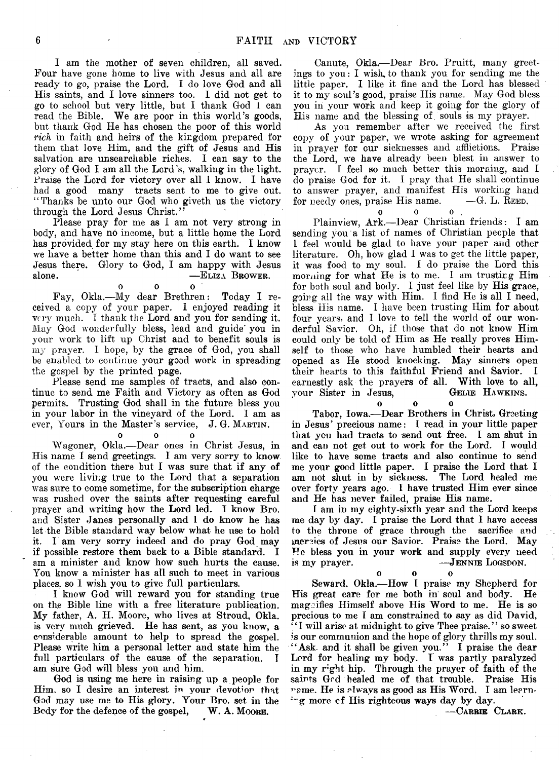I am the mother of seven children, all saved. Four have gone home to live with Jesus and all are ready to go, praise the Lord. I do love God and all His saints, and I love sinners too. I did not get to go to school but very little, but I thank God I can read the Bible. We are poor in this world's goods, but thank God He has chosen the poor of this world *rich* in faith and heirs of the kingdom prepared for them that love Him, and the gift of Jesus and His salvation are unsearchable riches. I can say to the glory of God I am all the Lord's, walking in the light. Praise the Lord for victory over all I know. I have had a good many tracts sent to me to give out. "Thanks be unto our God who giveth us the victory through the Lord Jesus Christ."

Please pray for me as I am not very strong in body, and have no income, but a little home the Lord has provided for my stay here on this earth. I know we have a better home than this and I do want to see Jesus there. Glory to God, I am happy with Jesus alone. —Eliza Brower.

o o o

Fay, Okla.—My dear Brethren: Today I received a copy of your paper. I enjoyed reading it very much. I thank the Lord and you for sending it. May God wonderfully bless, lead and guide you in your work to lift up Christ and to benefit souls is my prayer. I hope, by the grace of God, you shall be enabled to continue your good work in spreading the gospel by the printed page.

Please send me samples of tracts, and also continue to send me Faith and Victory as often as God permits. Trusting God shall in the future bless you in your labor in the vineyard of the Lord. I am as ever, Yours in the Master's service, J. G. Martin.

o o o

Wagoner, Okla.—Dear ones in Christ Jesus, in His name I send greetings. I am very sorry to know of the condition there but I was sure that if any of you were living true to the Lord that a separation was sure to come sometime, for the subscription charge was rushed over the saints after requesting careful prayer and writing how the Lord led. I know Bro. and Sister Janes personally and I do know he has let the Bible standard way below what he use to hold it. I am very sorry indeed and do pray God may if possible restore them back to a Bible standard. I am a minister and know how such hurts the cause. You know a minister has all such to meet in various places, so I wish you to give full particulars.

I know God will reward you for standing true on the Bible line with a free literature publication. My father, A. H. Moore, who lives at Stroud, Okla. is very much grieved. He has sent, as you know, a considerable amount to help to spread the gospel. Please write him a personal letter and state him the full particulars of the cause of the separation. I am sure God will bless you and him.

God is using me here in raising up a people for Him, so I desire an interest in your devotion that God may use me to His glory. Your Bro. set in the Body for the defence of the gospel, W. A. Moore.

Canute, Okla.—Dear Bro. Pruitt, many greetings to you: I wish to thank you for sending me the little paper. I like it fine and the Lord has blessed it to my soul's good, praise His name. May God bless you in your work and keep it going for the glory of His name and the blessing of souls is my prayer.

As you remember after we received the first copy of your paper, we wrote asking for agreement in prayer for our sicknesses and afflictions. Praise the Lord, we have already been blest in answer to prayer. I feel so much better this morning, and I do praise God for it. I pray that He shall continue to answer prayer, and manifest His working hand for needy ones, praise His name. —G. L. Reed.

o o o

Plainview, Ark.—Dear Christian friends: I am sending you a list of names of Christian people that I feel would be glad to have your paper and other literature. Oh, how glad I was to get the little paper, it was food to my soul. I do praise the Lord this morning for what He is to me. I am trusting Him for both soul and body. I just feel like by His grace, going all the way with Him. I find He is all I need, bless His name. I have been trusting Him for about four years, and I love to tell the world of our wonderful Savior. Oh, if those that do not know Him could only be told of Him as He really proves Himself to those who have humbled their hearts and opened as He stood knocking. May sinners open their hearts to this faithful Friend and Savior. I earnestly ask the prayers of all. With love to all, your Sister in Jesus, Gelie Hawkins.

o o o

Tabor, Iowa.—Dear Brothers in Christ, Greeting in Jesus' precious name: I read in your little paper that you had tracts to send out free. I am shut in and can not get out to work for the Lord. I would like to have some tracts and also continue to send me your good little paper. I praise the Lord that I am not shut in by sickness. The Lord healed me over forty years ago. I have trusted Him ever since and He has never failed, praise His name.

I am in my eighty-sixth year and the Lord keeps me day by day. I praise the Lord that I have access to the throne of grace through the sacrifice and mercies of Jesus our Savior. Praise the Lord. May He bless you in your work and supply every need is my prayer. —Jennie Logsdon.

o o o

Seward, Okla.—How I praise my Shepherd for His great care for me both in soul and body. He magnifies Himself above His Word to me. He is so precious to me I am constrained to say as did David, "I will arise at midnight to give Thee praise." so sweet is our communion and the hope of glory thrills my soul. "Ask, and it shall be given you." I praise the dear Lord for healing my body. I was partly paralyzed in my right hip. Through the prayer of faith of the saints God healed me of that trouble. Praise His name. He is always as good as His Word. I am learning more of His righteous ways day by day.

—Carrie Clark.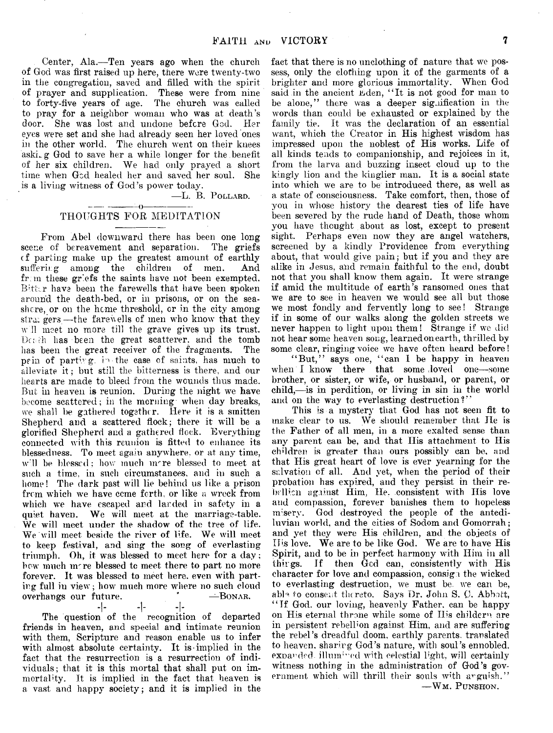Center, Ala.—Ten years ago when the church of God was first raised up here, there were twenty-two in the congregation, saved and filled with the spirit of prayer and supplication. These were from nine to forty-five years of age. The church was called to pray for a neighbor woman who was at death's door. She was lost and undone before God. Her eyes were set and she had already seen her loved ones in the other world. The church went on their knees asking God to save her a while longer for the benefit of her six children. We had only prayed a short time when God healed her and saved her soul. She is a living witness of God's power today.

—L. B. POLLARD.

## THOUGHTS FOR MEDITATION

From Abel downward there has been one long scene of bereavement and separation. The griefs of parting make up the greatest amount of earthly suffering among the children of men. And from these griefs the saints have not been exempted. Bitter have been the farewells that have been spoken around the death-bed, or in prisons, or on the seashore, or on the home threshold, or in the city among strangers—the farewells of men who know that they will meet no more till the grave gives up its trust. Death has been the great scatterer, and the tomb has been the great receiver of the fragments. The pain of parting, in the case of saints, has much to alleviate it; but still the bitterness is there, and our hearts are made to bleed from the wounds thus made. But in heaven is reunion. During the night we have become scattered; in the morning when day breaks, we shall be gathered together. Here it is a smitten Shepherd and a scattered flock; there it will be a glorified Shepherd and a gathered flock. Everything connected with this reunion is fitted to enhance its blessedness. To meet again anywhere, or at any time, will be blessed; how much more blessed to meet at such a time, in such circumstances, and in such a home! The dark past will lie behind us like a prison from which we have come forth, or like a wreck from which we have escaped and landed in safety in a quiet haven. We will meet at the marriage-table. We will meet under the shadow of the tree of life. We will meet beside the river of life. We will meet to keep festival, and sing the song of everlasting triumph. Oh, it was blessed to meet here for a day; how much more blessed to meet there to part no more forever. It was blessed to meet here, even with parting full in view; how much more where no such cloud overhangs our future.

—BONAR.

-|- -|- -|-

The question of the recognition of departed friends in heaven, and special and intimate reunion with them, Scripture and reason enable us to infer with almost absolute certainty. It is implied in the fact that the resurrection is a resurrection of individuals; that it is this mortal that shall put on immortality. It is implied in the fact that heaven is a vast and happy society; and it is implied in the fact that there is no unclothing of nature that we possess, only the clothing upon it of the garments of a brighter and more glorious immortality. When God said in the ancient Eden, "It is not good for man to be alone," there was a deeper signification in the words than could be exhausted or explained by the family tie. It was the declaration of an essential want, which the Creator in His highest wisdom has impressed upon the noblest of His works. Life of all kinds tends to companionship, and rejoices in it, from the larva and buzzing insect cloud up to the kingly lion and the kinglier man. It is a social state into which we are to be introduced there, as well as a state of consciousness. Take comfort, then, those of you in whose history the dearest ties of life have been severed by the rude hand of Death, those whom you have thought about as lost, except to present sight. Perhaps even now they are angel watchers, screened by a kindly Providence from everything about, that would give pain; but if you and they are alike in Jesus, and remain faithful to the end, doubt not that you shall know them again. It were strange if amid the multitude of earth's ransomed ones that we are to see in heaven we would see all but those we most fondly and fervently long to see! Strange if in some of our walks along the golden streets we never happen to light upon them! Strange if we did not hear some heaven song, learned on earth, thrilled by some clear, ringing voice we have often heard before!

"But," says one, "can I be happy in heaven when I know there that some loved one—some brother, or sister, or wife, or husband, or parent, or child,—is in perdition, or living in sin in the world and on the way to everlasting destruction?"

This is a mystery that God has not seen fit to make clear to us. We should remember that He is the Father of all men, in a more exalted sense than any parent can be, and that His attachment to His children is greater than ours possibly can be, and that His great heart of love is ever yearning for the salvation of all. And yet, when the period of their probation has expired, and they persist in their rebellion against Him, He, consistent with His love and compassion, forever banishes them to hopeless misery. God destroyed the people of the antediluvian world, and the cities of Sodom and Gomorrah; and yet they were His children, and the objects of His love. We are to be like God. We are to have His Spirit, and to be in perfect harmony with Him in all things. If then God can, consistently with His character for love and compassion, consign the wicked to everlasting destruction, we must be, we can be, able to consent thereto. Says Dr. John S. C. Abbott, "If God, our loving, heavenly Father, can be happy on His eternal throne while some of His children are in persistent rebellion against Him, and are suffering the rebel's dreadful doom, earthly parents, translated to heaven, sharing God's nature, with soul's ennobled, expanded, illumined with celestial light, will certainly witness nothing in the administration of God's government which will thrill their souls with anguish."

—WM. PUNSHON.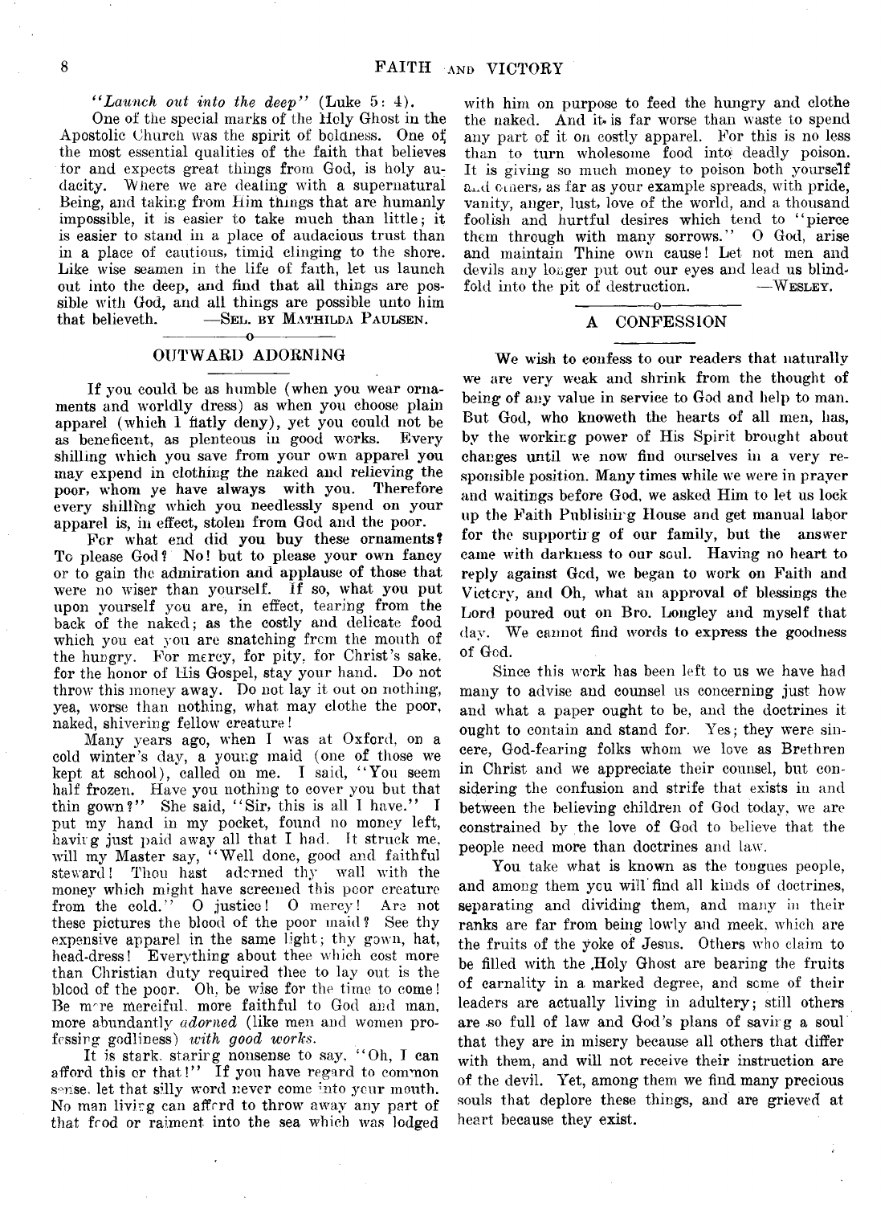*"Launch out into the deep"* (Luke 5: 4).

One of the special marks of the Holy Ghost in the Apostolic Church was the spirit of boldness. One of the most essential qualities of the faith that believes for and expects great things from God, is holy audacity. Where we are dealing with a supernatural Being, and taking from Him things that are humanly impossible, it is easier to take much than little; it is easier to stand in a place of audacious trust than in a place of cautious, timid clinging to the shore. Like wise seamen in the life of faith, let us launch out into the deep, and find that all things are possible with God, and all things are possible unto him that believeth. —SEL. BY MATHILDA PAULSEN.

## OUTWARD ADORNING

If you could be as humble (when you wear ornaments and worldly dress) as when you choose plain apparel (which I flatly deny), yet you could not be as beneficent, as plenteous in good works. Every shilling which you save from your own apparel you may expend in clothing the naked and relieving the poor, whom ye have always with you. Therefore every shilling which you needlessly spend on your apparel is, in effect, stolen from God and the poor.

For what end did you buy these ornaments? To please God? No! but to please your own fancy or to gain the admiration and applause of those that were no wiser than yourself. If so, what you put upon yourself you are, in effect, tearing from the back of the naked; as the costly and delicate food which you eat you are snatching from the mouth of the hungry. For mercy, for pity, for Christ's sake, for the honor of His Gospel, stay your hand. Do not throw this money away. Do not lay it out on nothing, yea, worse than nothing, what may clothe the poor, naked, shivering fellow creature!

Many years ago, when I was at Oxford, on a cold winter's day, a young maid (one of those we kept at school), called on me. I said, "You seem half frozen. Have you nothing to cover you but that thin gown?" She said, "Sir, this is all I have." I put my hand in my pocket, found no money left, having just paid away all that I had. It struck me, will my Master say, "Well done, good and faithful steward! Thou hast adorned thy wall with the money which might have screened this poor creature from the cold." O justice! O mercy! Are not these pictures the blood of the poor maid? See thy expensive apparel in the same light; thy gown, hat, head-dress! Everything about thee which cost more than Christian duty required thee to lay out is the blood of the poor. Oh, be wise for the time to come! Be more merciful, more faithful to God and man, more abundantly *adorned* (like men and women professing godliness) *with good works.*

It is stark, staring nonsense to say, "Oh, I can afford this or that!" If you have regard to common sense, let that silly word never come into your mouth. No man living can afford to throw away any part of that food or raiment into the sea which was lodged with him on purpose to feed the hungry and clothe the naked. And it is far worse than waste to spend any part of it on costly apparel. For this is no less than to turn wholesome food into deadly poison. It is giving so much money to poison both yourself and others, as far as your example spreads, with pride, vanity, anger, lust, love of the world, and a thousand foolish and hurtful desires which tend to "pierce them through with many sorrows." O God, arise and maintain Thine own cause! Let not men and devils any longer put out our eyes and lead us blindfold into the pit of destruction. —WESLEY.

## A CONFESSION

We wish to confess to our readers that naturally we are very weak and shrink from the thought of being of any value in service to God and help to man. But God, who knoweth the hearts of all men, has, by the working power of His Spirit brought about changes until we now find ourselves in a very responsible position. Many times while we were in prayer and waitings before God, we asked Him to let us lock up the Faith Publishing House and get manual labor for the supporting of our family, but the answer came with darkness to our soul. Having no heart to reply against God, we began to work on Faith and Victory, and Oh, what an approval of blessings the Lord poured out on Bro. Longley and myself that day. We cannot find words to express the goodness of God.

Since this work has been left to us we have had many to advise and counsel us concerning just how and what a paper ought to be, and the doctrines it ought to contain and stand for. Yes; they were sincere, God-fearing folks whom we love as Brethren in Christ and we appreciate their counsel, but considering the confusion and strife that exists in and between the believing children of God today, we are constrained by the love of God to believe that the people need more than doctrines and law.

You take what is known as the tongues people, and among them you will find all kinds of doctrines, separating and dividing them, and many in their ranks are far from being lowly and meek, which are the fruits of the yoke of Jesus. Others who claim to be filled with the Holy Ghost are bearing the fruits of carnality in a marked degree, and some of their leaders are actually living in adultery; still others are so full of law and God's plans of saving a soul that they are in misery because all others that differ with them, and will not receive their instruction are of the devil. Yet, among them we find many precious souls that deplore these things, and are grieved at heart because they exist.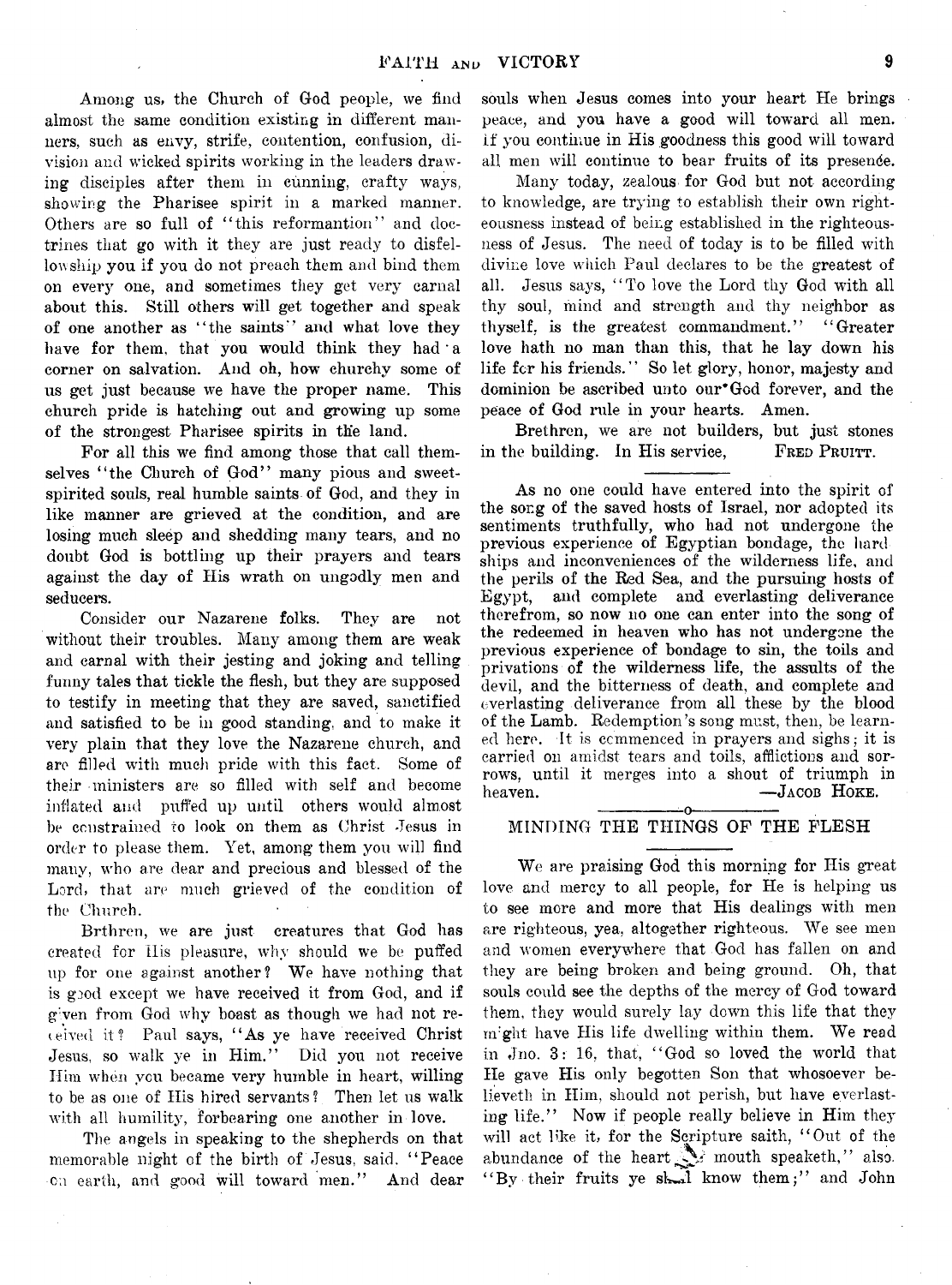Among us, the Church of God people, we find almost the same condition existing in different manners, such as envy, strife, contention, confusion, division and wicked spirits working in the leaders drawing disciples after them in cunning, crafty ways, showing the Pharisee spirit in a marked manner. Others are so full of "this reformantion" and doctrines that go with it they are just ready to disfellowship you if you do not preach them and bind them on every one, and sometimes they get very carnal about this. Still others will get together and speak of one another as "the saints" and what love they have for them, that you would think they had a corner on salvation. And oh, how churchy some of us get just because we have the proper name. This church pride is hatching out and growing up some of the strongest Pharisee spirits in the land.

For all this we find among those that call themselves "the Church of God" many pious and sweet-spirited souls, real humble saints of God, and they in like manner are grieved at the condition, and are losing much sleep and shedding many tears, and no doubt God is bottling up their prayers and tears against the day of His wrath on ungodly men and seducers.

Consider our Nazarene folks. They are not without their troubles. Many among them are weak and carnal with their jesting and joking and telling funny tales that tickle the flesh, but they are supposed to testify in meeting that they are saved, sanctified and satisfied to be in good standing, and to make it very plain that they love the Nazarene church, and are filled with much pride with this fact. Some of their ministers are so filled with self and become inflated and puffed up until others would almost be constrained to look on them as Christ Jesus in order to please them. Yet, among them you will find many, who are dear and precious and blessed of the Lord, that are much grieved of the condition of the Church.

Brthren, we are just creatures that God has created for His pleasure, why should we be puffed up for one against another? We have nothing that is good except we have received it from God, and if given from God why boast as though we had not received it? Paul says, "As ye have received Christ Jesus, so walk ye in Him." Did you not receive Him when you became very humble in heart, willing to be as one of His hired servants? Then let us walk with all humility, forbearing one another in love.

The angels in speaking to the shepherds on that memorable night of the birth of Jesus, said. "Peace on earth, and good will toward men." And dear souls when Jesus comes into your heart He brings peace, and you have a good will toward all men. If you continue in His goodness this good will toward all men will continue to bear fruits of its presence.

Many today, zealous for God but not according to knowledge, are trying to establish their own righteousness instead of being established in the righteousness of Jesus. The need of today is to be filled with divine love which Paul declares to be the greatest of all. Jesus says, "To love the Lord thy God with all thy soul, mind and strength and thy neighbor as thyself, is the greatest commandment." "Greater love hath no man than this, that he lay down his life for his friends." So let glory, honor, majesty and dominion be ascribed unto our God forever, and the peace of God rule in your hearts. Amen.

Brethren, we are not builders, but just stones in the building. In His service, FRED PRUITT.

---

As no one could have entered into the spirit of the song of the saved hosts of Israel, nor adopted its sentiments truthfully, who had not undergone the previous experience of Egyptian bondage, the hardships and inconveniences of the wilderness life, and the perils of the Red Sea, and the pursuing hosts of Egypt, and complete and everlasting deliverance therefrom, so now no one can enter into the song of the redeemed in heaven who has not undergone the previous experience of bondage to sin, the toils and privations of the wilderness life, the assults of the devil, and the bitterness of death, and complete and everlasting deliverance from all these by the blood of the Lamb. Redemption's song must, then, be learned here. It is commenced in prayers and sighs; it is carried on amidst tears and toils, afflictions and sorrows, until it merges into a shout of triumph in heaven. —JACOB HOKE.

## MINDING THE THINGS OF THE FLESH

We are praising God this morning for His great love and mercy to all people, for He is helping us to see more and more that His dealings with men are righteous, yea, altogether righteous. We see men and women everywhere that God has fallen on and they are being broken and being ground. Oh, that souls could see the depths of the mercy of God toward them, they would surely lay down this life that they might have His life dwelling within them. We read in Jno. 3: 16, that, "God so loved the world that He gave His only begotten Son that whosoever believeth in Him, should not perish, but have everlasting life." Now if people really believe in Him they will act like it, for the Scripture saith, "Out of the abundance of the heart the mouth speaketh," also. "By their fruits ye shall know them;" and John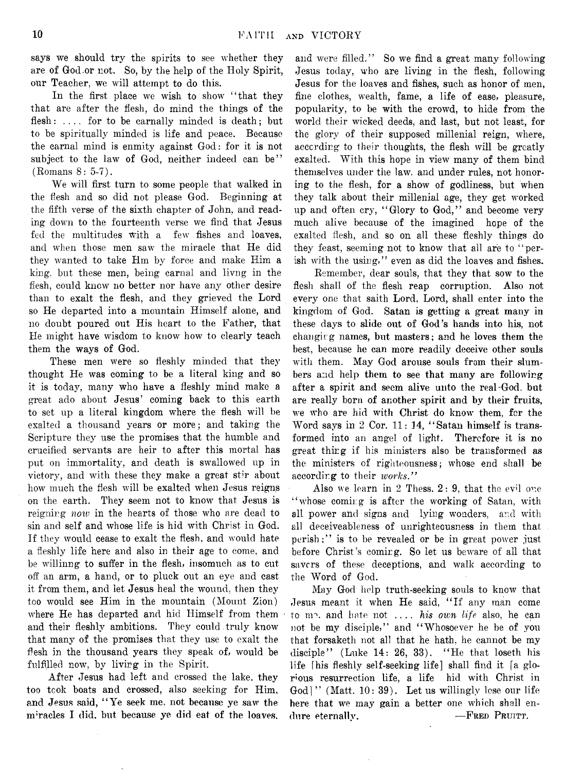says we should try the spirits to see whether they are of God or not. So, by the help of the Holy Spirit, our Teacher, we will attempt to do this.

In the first place we wish to show "that they that are after the flesh, do mind the things of the flesh: .... for to be carnally minded is death; but to be spiritually minded is life and peace. Because the carnal mind is enmity against God: for it is not subject to the law of God, neither indeed can be" (Romans 8: 5-7).

We will first turn to some people that walked in the flesh and so did not please God. Beginning at the fifth verse of the sixth chapter of John, and reading down to the fourteenth verse we find that Jesus fed the multitudes with a few fishes and loaves, and when those men saw the miracle that He did they wanted to take Hm by force and make Him a king, but these men, being carnal and livng in the flesh, could know no better nor have any other desire than to exalt the flesh, and they grieved the Lord so He departed into a mountain Himself alone, and no doubt poured out His heart to the Father, that He might have wisdom to know how to clearly teach them the ways of God.

These men were so fleshly minded that they thought He was coming to be a literal king and so it is today, many who have a fleshly mind make a great ado about Jesus' coming back to this earth to set up a literal kingdom where the flesh will be exalted a thousand years or more; and taking the Scripture they use the promises that the humble and crucified servants are heir to after this mortal has put on immortality, and death is swallowed up in victory, and with these they make a great stir about how much the flesh will be exalted when Jesus reigns on the earth. They seem not to know that Jesus is reigning *now* in the hearts of those who are dead to sin and self and whose life is hid with Christ in God. If they would cease to exalt the flesh, and would hate a fleshly life here and also in their age to come, and be willinng to suffer in the flesh, insomuch as to cut off an arm, a hand, or to pluck out an eye and cast it from them, and let Jesus heal the wound, then they too would see Him in the mountain (Mount Zion) where He has departed and hid Himself from them and their fleshly ambitions. They could truly know that many of the promises that they use to exalt the flesh in the thousand years they speak of, would be fulfilled now, by living in the Spirit.

After Jesus had left and crossed the lake, they too took boats and crossed, also seeking for Him, and Jesus said, "Ye seek me, not because ye saw the miracles I did, but because ye did eat of the loaves, and were filled." So we find a great many following Jesus today, who are living in the flesh, following Jesus for the loaves and fishes, such as honor of men, fine clothes, wealth, fame, a life of ease, pleasure, popularity, to be with the crowd, to hide from the world their wicked deeds, and last, but not least, for the glory of their supposed millenial reign, where, according to their thoughts, the flesh will be greatly exalted. With this hope in view many of them bind themselves under the law, and under rules, not honoring to the flesh, for a show of godliness, but when they talk about their millenial age, they get worked up and often cry, "Glory to God," and become very much alive because of the imagined hope of the exalted flesh, and so on all these fleshly things do they feast, seeming not to know that all are to "perish with the using," even as did the loaves and fishes.

Remember, dear souls, that they that sow to the flesh shall of the flesh reap corruption. Also not every one that saith Lord, Lord, shall enter into the kingdom of God. Satan is getting a great many in these days to slide out of God's hands into his, not changing names, but masters; and he loves them the best, because he can more readily deceive other souls with them. May God arouse souls from their slumbers and help them to see that many are following after a spirit and seem alive unto the real God, but are really born of another spirit and by their fruits, we who are hid with Christ do know them, for the Word says in 2 Cor. 11: 14, "Satan himself is transformed into an angel of light. Therefore it is no great thing if his ministers also be transformed as the ministers of righteousness; whose end shall be according to their *works*."

Also we learn in 2 Thess. 2: 9, that the evil one "whose coming is after the working of Satan, with all power and signs and lying wonders, and with all deceiveableness of unrighteousness in them that perish;" is to be revealed or be in great power just before Christ's coming. So let us beware of all that savors of these deceptions, and walk according to the Word of God.

May God help truth-seeking souls to know that Jesus meant it when He said, "If any man come to me, and hate not .... *his own life* also, he can not be my disciple," and "Whosoever he be of you that forsaketh not all that he hath, he cannot be my disciple" (Luke 14: 26, 33). "He that loseth his life [his fleshly self-seeking life] shall find it [a glorious resurrection life, a life hid with Christ in God]" (Matt. 10: 39). Let us willingly lose our life here that we may gain a better one which shall endure eternally.

—FRED PRUITT.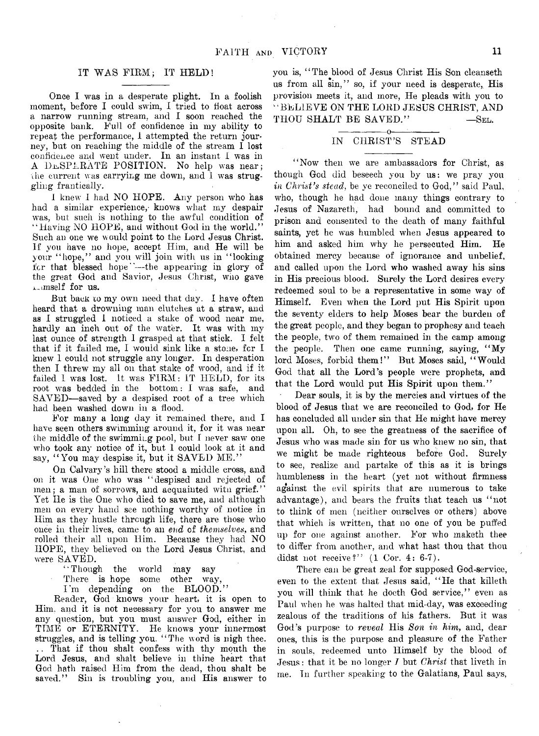## IT WAS FIRM; IT HELD!

Once I was in a desperate plight. In a foolish moment, before I could swim, I tried to float across a narrow running stream, and I soon reached the opposite bank. Full of confidence in my ability to repeat the performance, I attempted the return journey, but on reaching the middle of the stream I lost confidence and went under. In an instant I was in A DESPERATE POSITION. No help was near; the current was carrying me down, and I was struggling frantically.

I knew I had NO HOPE. Any person who has had a similar experience, knows what my despair was, but such is nothing to the awful condition of "Having NO HOPE, and without God in the world." Such an one we would point to the Lord Jesus Christ. If you have no hope, accept Him, and He will be your "hope," and you will join with us in "looking for that blessed hope"—the appearing in glory of the great God and Savior, Jesus Christ, who gave Himself for us.

But back to my own need that day. I have often heard that a drowning man clutches at a straw, and as I struggled I noticed a stake of wood near me, hardly an inch out of the water. It was with my last ounce of strength I grasped at that stick. I felt that if it failed me, I would sink like a stone, for I knew I could not struggle any longer. In desperation then I threw my all on that stake of wood, and if it failed I was lost. It was FIRM: IT HELD, for its root was bedded in the bottom: I was safe, and SAVED—saved by a despised root of a tree which had been washed down in a flood.

For many a long day it remained there, and I have seen others swimming around it, for it was near the middle of the swimming pool, but I never saw one who took any notice of it, but I could look at it and say, "You may despise it, but it SAVED ME."

On Calvary's hill there stood a middle cross, and on it was One who was "despised and rejected of men; a man of sorrows, and acquainted with grief." Yet He is the One who died to save me, and although men on every hand see nothing worthy of notice in Him as they hustle through life, there are those who once in their lives, came to an *end* of *themselves*, and rolled their all upon Him. Because they had NO HOPE, they believed on the Lord Jesus Christ, and were SAVED.

"Though the world may say
There is hope some other way,
I'm depending on the BLOOD."

Reader, God knows your heart, it is open to Him, and it is not necessary for you to answer me any question, but you must answer God, either in TIME or ETERNITY. He knows your innermost struggles, and is telling you, "The word is nigh thee. .. That if thou shalt confess with thy mouth the Lord Jesus, and shalt believe in thine heart that God hath raised Him from the dead, thou shalt be saved." Sin is troubling you, and His answer to you is, "The blood of Jesus Christ His Son cleanseth us from all sin," so, if your need is desperate, His provision meets it, and more, He pleads with you to "BELIEVE ON THE LORD JESUS CHRIST, AND THOU SHALT BE SAVED." —SEL.

## IN CHRIST'S STEAD

"Now then we are ambassadors for Christ, as though God did beseech you by us: we pray you *in Christ's stead*, be ye reconciled to God," said Paul, who, though he had done many things contrary to Jesus of Nazareth, had bound and committed to prison and consented to the death of many faithful saints, yet he was humbled when Jesus appeared to him and asked him why he persecuted Him. He obtained mercy because of ignorance and unbelief, and called upon the Lord who washed away his sins in His precious blood. Surely the Lord desires every redeemed soul to be a representative in some way of Himself. Even when the Lord put His Spirit upon the seventy elders to help Moses bear the burden of the great people, and they began to prophesy and teach the people, two of them remained in the camp among the people. Then one came running, saying, "My lord Moses, forbid them!" But Moses said, "Would God that all the Lord's people were prophets, and that the Lord would put His Spirit upon them."

Dear souls, it is by the mercies and virtues of the blood of Jesus that we are reconciled to God, for He has concluded all under sin that He might have mercy upon all. Oh, to see the greatness of the sacrifice of Jesus who was made sin for us who knew no sin, that we might be made righteous before God. Surely to see, realize and partake of this as it is brings humbleness in the heart (yet not without firmness against the evil spirits that are numerous to take advantage), and bears the fruits that teach us "not to think of men (neither ourselves or others) above that which is written, that no one of you be puffed up for one against another. For who maketh thee to differ from another, and what hast thou that thou didst not receive?" (1 Cor. 4: 6-7).

There can be great zeal for supposed God-service, even to the extent that Jesus said, "He that killeth you will think that he doeth God service," even as Paul when he was halted that mid-day, was exceeding zealous of the traditions of his fathers. But it was God's purpose to *reveal* His *Son in him*, and, dear ones, this is the purpose and pleasure of the Father in souls, redeemed unto Himself by the blood of Jesus: that it be no longer *I* but *Christ* that liveth in me. In further speaking to the Galatians, Paul says,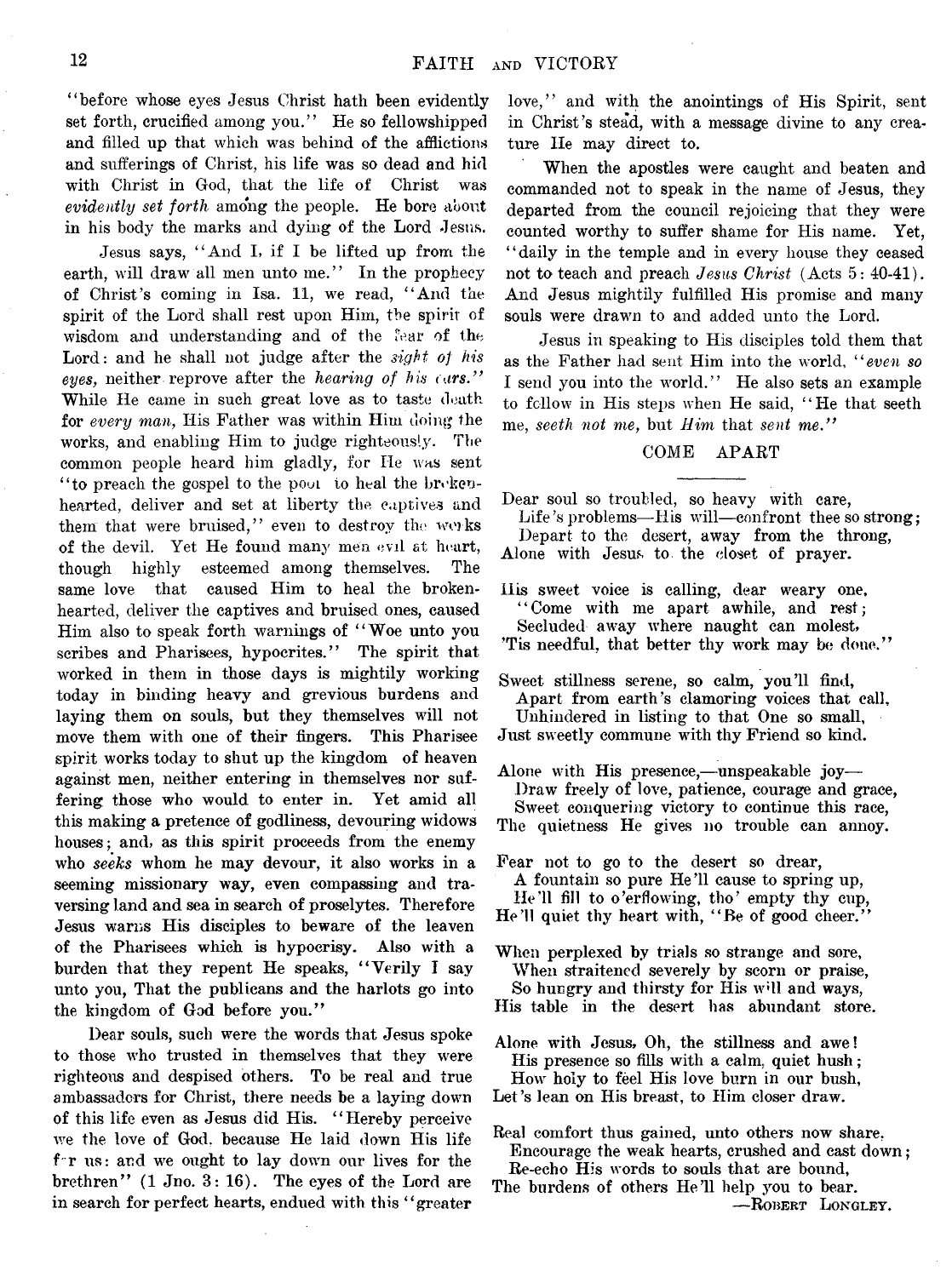"before whose eyes Jesus Christ hath been evidently set forth, crucified among you." He so fellowshipped and filled up that which was behind of the afflictions and sufferings of Christ, his life was so dead and hid with Christ in God, that the life of Christ was *evidently set forth* among the people. He bore about in his body the marks and dying of the Lord Jesus.

Jesus says, "And I, if I be lifted up from the earth, will draw all men unto me." In the prophecy of Christ's coming in Isa. 11, we read, "And the spirit of the Lord shall rest upon Him, the spirit of wisdom and understanding and of the fear of the Lord: and he shall not judge after the *sight of his eyes,* neither reprove after the *hearing of his ears.*" While He came in such great love as to taste death for *every man,* His Father was within Him doing the works, and enabling Him to judge righteously. The common people heard him gladly, for He was sent "to preach the gospel to the poor to heal the brokenhearted, deliver and set at liberty the captives and them that were bruised," even to destroy the works of the devil. Yet He found many men evil at heart, though highly esteemed among themselves. The same love that caused Him to heal the brokenhearted, deliver the captives and bruised ones, caused Him also to speak forth warnings of "Woe unto you scribes and Pharisees, hypocrites." The spirit that worked in them in those days is mightily working today in binding heavy and grevious burdens and laying them on souls, but they themselves will not move them with one of their fingers. This Pharisee spirit works today to shut up the kingdom of heaven against men, neither entering in themselves nor suffering those who would to enter in. Yet amid all this making a pretence of godliness, devouring widows houses; and, as this spirit proceeds from the enemy who *seeks* whom he may devour, it also works in a seeming missionary way, even compassing and traversing land and sea in search of proselytes. Therefore Jesus warns His disciples to beware of the leaven of the Pharisees which is hypocrisy. Also with a burden that they repent He speaks, "Verily I say unto you, That the publicans and the harlots go into the kingdom of God before you."

Dear souls, such were the words that Jesus spoke to those who trusted in themselves that they were righteous and despised others. To be real and true ambassadors for Christ, there needs be a laying down of this life even as Jesus did His. "Hereby perceive we the love of God, because He laid down His life for us: and we ought to lay down our lives for the brethren" (1 Jno. 3: 16). The eyes of the Lord are in search for perfect hearts, endued with this "greater love," and with the anointings of His Spirit, sent in Christ's stead, with a message divine to any creature He may direct to.

When the apostles were caught and beaten and commanded not to speak in the name of Jesus, they departed from the council rejoicing that they were counted worthy to suffer shame for His name. Yet, "daily in the temple and in every house they ceased not to teach and preach *Jesus Christ* (Acts 5: 40-41). And Jesus mightily fulfilled His promise and many souls were drawn to and added unto the Lord.

Jesus in speaking to His disciples told them that as the Father had sent Him into the world, "*even so* I send you into the world." He also sets an example to follow in His steps when He said, "He that seeth me, *seeth not me,* but *Him* that *sent me.*"

## COME APART

Dear soul so troubled, so heavy with care,
Life's problems—His will—confront thee so strong;
Depart to the desert, away from the throng,
Alone with Jesus to the closet of prayer.

His sweet voice is calling, dear weary one,
"Come with me apart awhile, and rest;
Secluded away where naught can molest,
'Tis needful, that better thy work may be done."

Sweet stillness serene, so calm, you'll find,
Apart from earth's clamoring voices that call,
Unhindered in listing to that One so small,
Just sweetly commune with thy Friend so kind.

Alone with His presence,—unspeakable joy—
Draw freely of love, patience, courage and grace,
Sweet conquering victory to continue this race,
The quietness He gives no trouble can annoy.

Fear not to go to the desert so drear,
A fountain so pure He'll cause to spring up,
He'll fill to o'erflowing, tho' empty thy cup,
He'll quiet thy heart with, "Be of good cheer."

When perplexed by trials so strange and sore,
When straitened severely by scorn or praise,
So hungry and thirsty for His will and ways,
His table in the desert has abundant store.

Alone with Jesus, Oh, the stillness and awe!
His presence so fills with a calm, quiet hush;
How holy to feel His love burn in our bush,
Let's lean on His breast, to Him closer draw.

Real comfort thus gained, unto others now share,
Encourage the weak hearts, crushed and cast down;
Re-echo His words to souls that are bound,
The burdens of others He'll help you to bear.

—ROBERT LONGLEY.